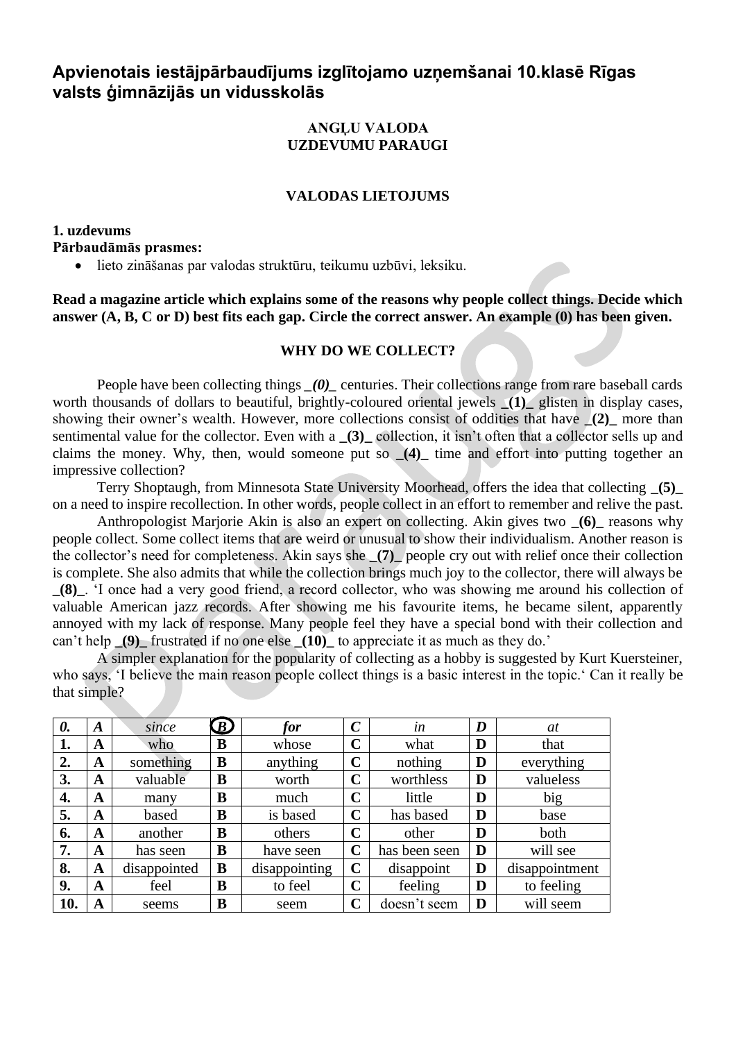# Apvienotais iestājpārbaudījums izglītojamo uzņemšanai 10.klasē Rīgas valsts ģimnāzijās un vidusskolās

**ANGĻU VALODA**
**UZDEVUMU PARAUGI**

## VALODAS LIETOJUMS

**1. uzdevums**
**Pārbaudāmās prasmes:**

- lieto zināšanas par valodas struktūru, teikumu uzbūvi, leksiku.

**Read a magazine article which explains some of the reasons why people collect things. Decide which answer (A, B, C or D) best fits each gap. Circle the correct answer. An example (0) has been given.**

**WHY DO WE COLLECT?**

People have been collecting things _*(0)*_ centuries. Their collections range from rare baseball cards worth thousands of dollars to beautiful, brightly-coloured oriental jewels **_(1)_** glisten in display cases, showing their owner's wealth. However, more collections consist of oddities that have **_(2)_** more than sentimental value for the collector. Even with a **_(3)_** collection, it isn't often that a collector sells up and claims the money. Why, then, would someone put so **_(4)_** time and effort into putting together an impressive collection?

Terry Shoptaugh, from Minnesota State University Moorhead, offers the idea that collecting **_(5)_** on a need to inspire recollection. In other words, people collect in an effort to remember and relive the past.

Anthropologist Marjorie Akin is also an expert on collecting. Akin gives two **_(6)_** reasons why people collect. Some collect items that are weird or unusual to show their individualism. Another reason is the collector's need for completeness. Akin says she **_(7)_** people cry out with relief once their collection is complete. She also admits that while the collection brings much joy to the collector, there will always be **_(8)_**. 'I once had a very good friend, a record collector, who was showing me around his collection of valuable American jazz records. After showing me his favourite items, he became silent, apparently annoyed with my lack of response. Many people feel they have a special bond with their collection and can't help **_(9)_** frustrated if no one else **_(10)_** to appreciate it as much as they do.'

A simpler explanation for the popularity of collecting as a hobby is suggested by Kurt Kuersteiner, who says, 'I believe the main reason people collect things is a basic interest in the topic.' Can it really be that simple?

| | | | | | | | | |
|---|---|---|---|---|---|---|---|---|
| ***0.*** | ***A*** | *since* | ***(B)*** | ***for*** | ***C*** | *in* | ***D*** | *at* |
| **1.** | **A** | who | **B** | whose | **C** | what | **D** | that |
| **2.** | **A** | something | **B** | anything | **C** | nothing | **D** | everything |
| **3.** | **A** | valuable | **B** | worth | **C** | worthless | **D** | valueless |
| **4.** | **A** | many | **B** | much | **C** | little | **D** | big |
| **5.** | **A** | based | **B** | is based | **C** | has based | **D** | base |
| **6.** | **A** | another | **B** | others | **C** | other | **D** | both |
| **7.** | **A** | has seen | **B** | have seen | **C** | has been seen | **D** | will see |
| **8.** | **A** | disappointed | **B** | disappointing | **C** | disappoint | **D** | disappointment |
| **9.** | **A** | feel | **B** | to feel | **C** | feeling | **D** | to feeling |
| **10.** | **A** | seems | **B** | seem | **C** | doesn't seem | **D** | will seem |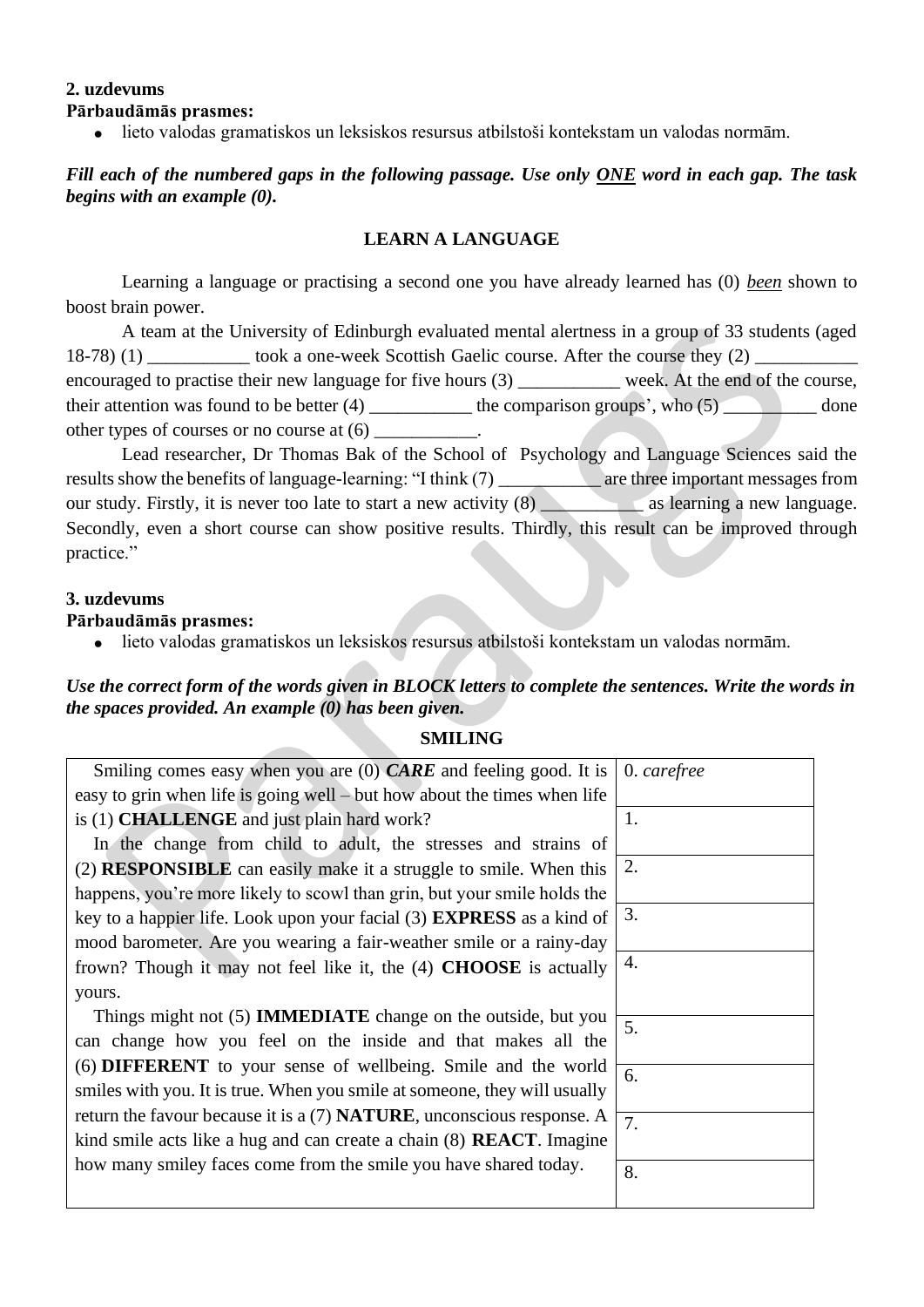**2. uzdevums**
**Pārbaudāmās prasmes:**

- lieto valodas gramatiskos un leksiskos resursus atbilstoši kontekstam un valodas normām.

***Fill each of the numbered gaps in the following passage. Use only <u>ONE</u> word in each gap. The task begins with an example (0).***

**LEARN A LANGUAGE**

Learning a language or practising a second one you have already learned has (0) *<u>been</u>* shown to boost brain power.

A team at the University of Edinburgh evaluated mental alertness in a group of 33 students (aged 18-78) (1) ___________ took a one-week Scottish Gaelic course. After the course they (2) ___________ encouraged to practise their new language for five hours (3) ___________ week. At the end of the course, their attention was found to be better (4) ___________ the comparison groups', who (5) __________ done other types of courses or no course at (6) ___________.

Lead researcher, Dr Thomas Bak of the School of Psychology and Language Sciences said the results show the benefits of language-learning: "I think (7) ___________ are three important messages from our study. Firstly, it is never too late to start a new activity (8) ___________ as learning a new language. Secondly, even a short course can show positive results. Thirdly, this result can be improved through practice."

**3. uzdevums**
**Pārbaudāmās prasmes:**

- lieto valodas gramatiskos un leksiskos resursus atbilstoši kontekstam un valodas normām.

***Use the correct form of the words given in BLOCK letters to complete the sentences. Write the words in the spaces provided. An example (0) has been given.***

**SMILING**

| Text | Answers |
| --- | --- |
| Smiling comes easy when you are (0) ***CARE*** and feeling good. It is easy to grin when life is going well – but how about the times when life is (1) **CHALLENGE** and just plain hard work? | 0. *carefree* |
| | 1. |
| In the change from child to adult, the stresses and strains of (2) **RESPONSIBLE** can easily make it a struggle to smile. When this happens, you're more likely to scowl than grin, but your smile holds the key to a happier life. Look upon your facial (3) **EXPRESS** as a kind of mood barometer. Are you wearing a fair-weather smile or a rainy-day frown? Though it may not feel like it, the (4) **CHOOSE** is actually yours. | 2. |
| | 3. |
| | 4. |
| Things might not (5) **IMMEDIATE** change on the outside, but you can change how you feel on the inside and that makes all the (6) **DIFFERENT** to your sense of wellbeing. Smile and the world smiles with you. It is true. When you smile at someone, they will usually return the favour because it is a (7) **NATURE**, unconscious response. A kind smile acts like a hug and can create a chain (8) **REACT**. Imagine how many smiley faces come from the smile you have shared today. | 5. |
| | 6. |
| | 7. |
| | 8. |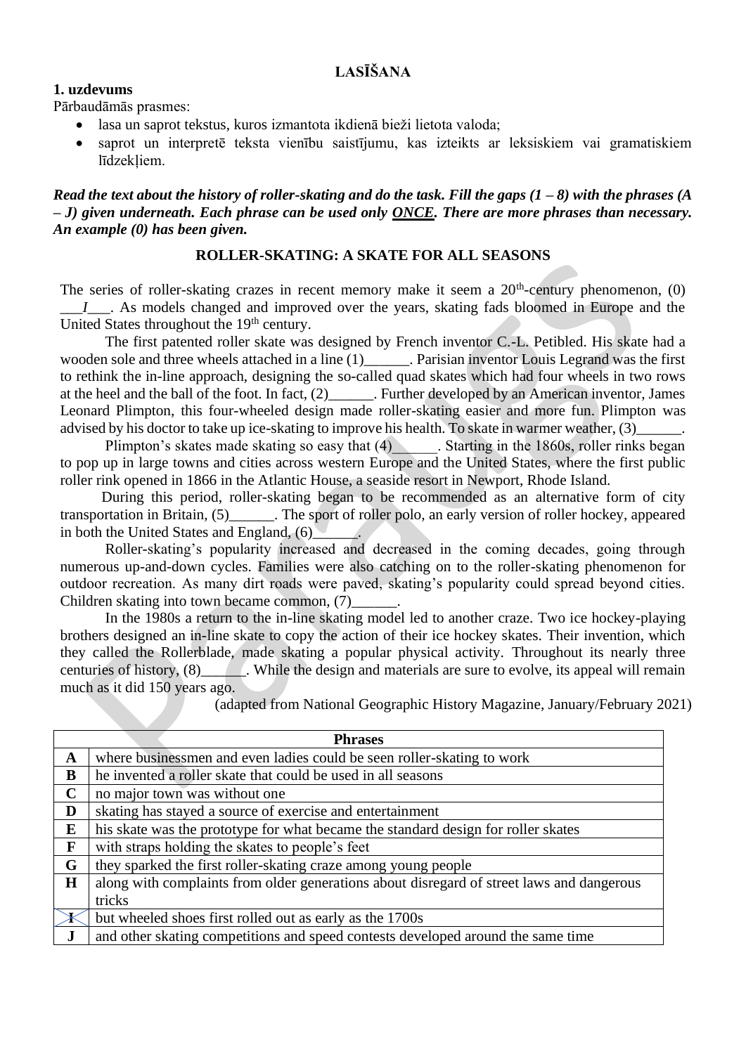**LASĪŠANA**

**1. uzdevums**

Pārbaudāmās prasmes:

- lasa un saprot tekstus, kuros izmantota ikdienā bieži lietota valoda;
- saprot un interpretē teksta vienību saistījumu, kas izteikts ar leksiskiem vai gramatiskiem līdzekļiem.

***Read the text about the history of roller-skating and do the task. Fill the gaps (1 – 8) with the phrases (A – J) given underneath. Each phrase can be used only ONCE. There are more phrases than necessary. An example (0) has been given.***

**ROLLER-SKATING: A SKATE FOR ALL SEASONS**

The series of roller-skating crazes in recent memory make it seem a 20th-century phenomenon, (0) \_\_\_*I*\_\_\_. As models changed and improved over the years, skating fads bloomed in Europe and the United States throughout the 19th century.

The first patented roller skate was designed by French inventor C.-L. Petibled. His skate had a wooden sole and three wheels attached in a line (1)\_\_\_\_\_\_. Parisian inventor Louis Legrand was the first to rethink the in-line approach, designing the so-called quad skates which had four wheels in two rows at the heel and the ball of the foot. In fact, (2)\_\_\_\_\_\_. Further developed by an American inventor, James Leonard Plimpton, this four-wheeled design made roller-skating easier and more fun. Plimpton was advised by his doctor to take up ice-skating to improve his health. To skate in warmer weather, (3)\_\_\_\_\_\_.

Plimpton's skates made skating so easy that (4)\_\_\_\_\_\_. Starting in the 1860s, roller rinks began to pop up in large towns and cities across western Europe and the United States, where the first public roller rink opened in 1866 in the Atlantic House, a seaside resort in Newport, Rhode Island.

During this period, roller-skating began to be recommended as an alternative form of city transportation in Britain, (5)\_\_\_\_\_\_. The sport of roller polo, an early version of roller hockey, appeared in both the United States and England, (6)\_\_\_\_\_\_.

Roller-skating's popularity increased and decreased in the coming decades, going through numerous up-and-down cycles. Families were also catching on to the roller-skating phenomenon for outdoor recreation. As many dirt roads were paved, skating's popularity could spread beyond cities. Children skating into town became common, (7)\_\_\_\_\_\_.

In the 1980s a return to the in-line skating model led to another craze. Two ice hockey-playing brothers designed an in-line skate to copy the action of their ice hockey skates. Their invention, which they called the Rollerblade, made skating a popular physical activity. Throughout its nearly three centuries of history, (8)\_\_\_\_\_\_. While the design and materials are sure to evolve, its appeal will remain much as it did 150 years ago.

(adapted from National Geographic History Magazine, January/February 2021)

| Phrases | |
|---|---|
| **A** | where businessmen and even ladies could be seen roller-skating to work |
| **B** | he invented a roller skate that could be used in all seasons |
| **C** | no major town was without one |
| **D** | skating has stayed a source of exercise and entertainment |
| **E** | his skate was the prototype for what became the standard design for roller skates |
| **F** | with straps holding the skates to people's feet |
| **G** | they sparked the first roller-skating craze among young people |
| **H** | along with complaints from older generations about disregard of street laws and dangerous tricks |
| ~~**I**~~ | but wheeled shoes first rolled out as early as the 1700s |
| **J** | and other skating competitions and speed contests developed around the same time |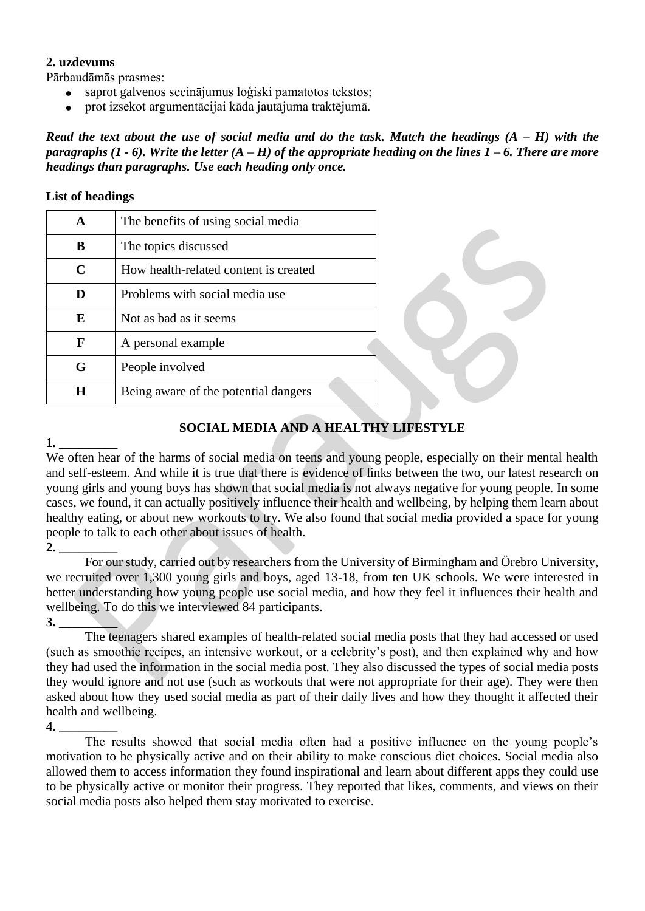**2. uzdevums**

Pārbaudāmās prasmes:

- saprot galvenos secinājumus loģiski pamatotos tekstos;
- prot izsekot argumentācijai kāda jautājuma traktējumā.

***Read the text about the use of social media and do the task. Match the headings (A – H) with the paragraphs (1 - 6). Write the letter (A – H) of the appropriate heading on the lines 1 – 6. There are more headings than paragraphs. Use each heading only once.***

**List of headings**

| | |
|---|---|
| **A** | The benefits of using social media |
| **B** | The topics discussed |
| **C** | How health-related content is created |
| **D** | Problems with social media use |
| **E** | Not as bad as it seems |
| **F** | A personal example |
| **G** | People involved |
| **H** | Being aware of the potential dangers |

**SOCIAL MEDIA AND A HEALTHY LIFESTYLE**

**1. _________**

We often hear of the harms of social media on teens and young people, especially on their mental health and self-esteem. And while it is true that there is evidence of links between the two, our latest research on young girls and young boys has shown that social media is not always negative for young people. In some cases, we found, it can actually positively influence their health and wellbeing, by helping them learn about healthy eating, or about new workouts to try. We also found that social media provided a space for young people to talk to each other about issues of health.

**2. _________**

For our study, carried out by researchers from the University of Birmingham and Örebro University, we recruited over 1,300 young girls and boys, aged 13-18, from ten UK schools. We were interested in better understanding how young people use social media, and how they feel it influences their health and wellbeing. To do this we interviewed 84 participants.

**3. _________**

The teenagers shared examples of health-related social media posts that they had accessed or used (such as smoothie recipes, an intensive workout, or a celebrity's post), and then explained why and how they had used the information in the social media post. They also discussed the types of social media posts they would ignore and not use (such as workouts that were not appropriate for their age). They were then asked about how they used social media as part of their daily lives and how they thought it affected their health and wellbeing.

**4. _________**

The results showed that social media often had a positive influence on the young people's motivation to be physically active and on their ability to make conscious diet choices. Social media also allowed them to access information they found inspirational and learn about different apps they could use to be physically active or monitor their progress. They reported that likes, comments, and views on their social media posts also helped them stay motivated to exercise.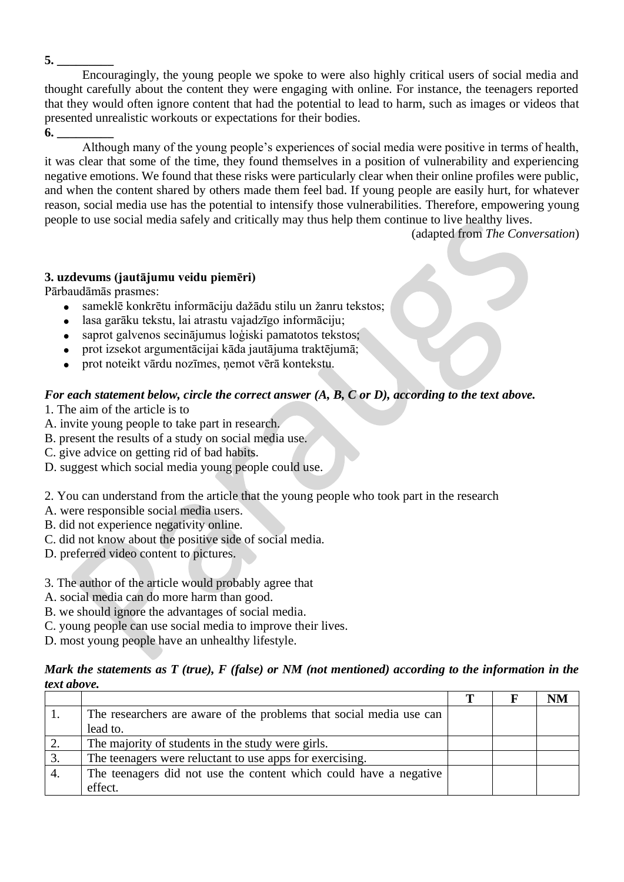**5. _________**

Encouragingly, the young people we spoke to were also highly critical users of social media and thought carefully about the content they were engaging with online. For instance, the teenagers reported that they would often ignore content that had the potential to lead to harm, such as images or videos that presented unrealistic workouts or expectations for their bodies.

**6. _________**

Although many of the young people's experiences of social media were positive in terms of health, it was clear that some of the time, they found themselves in a position of vulnerability and experiencing negative emotions. We found that these risks were particularly clear when their online profiles were public, and when the content shared by others made them feel bad. If young people are easily hurt, for whatever reason, social media use has the potential to intensify those vulnerabilities. Therefore, empowering young people to use social media safely and critically may thus help them continue to live healthy lives.

(adapted from *The Conversation*)

**3. uzdevums (jautājumu veidu piemēri)**

Pārbaudāmās prasmes:

- sameklē konkrētu informāciju dažādu stilu un žanru tekstos;
- lasa garāku tekstu, lai atrastu vajadzīgo informāciju;
- saprot galvenos secinājumus loģiski pamatotos tekstos;
- prot izsekot argumentācijai kāda jautājuma traktējumā;
- prot noteikt vārdu nozīmes, ņemot vērā kontekstu.

***For each statement below, circle the correct answer (A, B, C or D), according to the text above.***

1. The aim of the article is to
A. invite young people to take part in research.
B. present the results of a study on social media use.
C. give advice on getting rid of bad habits.
D. suggest which social media young people could use.

2. You can understand from the article that the young people who took part in the research
A. were responsible social media users.
B. did not experience negativity online.
C. did not know about the positive side of social media.
D. preferred video content to pictures.

3. The author of the article would probably agree that
A. social media can do more harm than good.
B. we should ignore the advantages of social media.
C. young people can use social media to improve their lives.
D. most young people have an unhealthy lifestyle.

***Mark the statements as T (true), F (false) or NM (not mentioned) according to the information in the text above.***

| | | T | F | NM |
|---|---|---|---|---|
| 1. | The researchers are aware of the problems that social media use can lead to. | | | |
| 2. | The majority of students in the study were girls. | | | |
| 3. | The teenagers were reluctant to use apps for exercising. | | | |
| 4. | The teenagers did not use the content which could have a negative effect. | | | |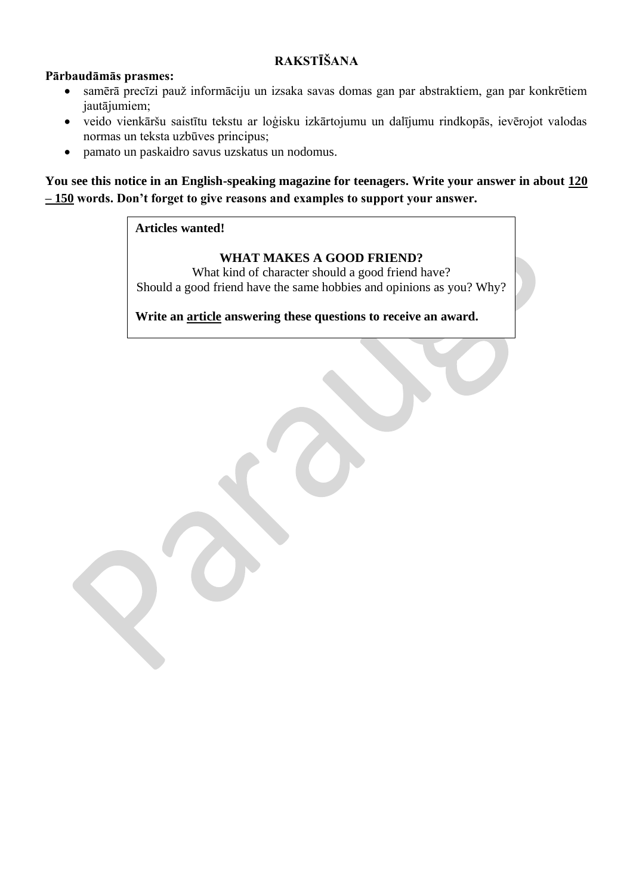## RAKSTĪŠANA

**Pārbaudāmās prasmes:**

- samērā precīzi pauž informāciju un izsaka savas domas gan par abstraktiem, gan par konkrētiem jautājumiem;
- veido vienkāršu saistītu tekstu ar loģisku izkārtojumu un dalījumu rindkopās, ievērojot valodas normas un teksta uzbūves principus;
- pamato un paskaidro savus uzskatus un nodomus.

**You see this notice in an English-speaking magazine for teenagers. Write your answer in about <u>120 – 150</u> words. Don't forget to give reasons and examples to support your answer.**

**Articles wanted!**

**WHAT MAKES A GOOD FRIEND?**

What kind of character should a good friend have?

Should a good friend have the same hobbies and opinions as you? Why?

**Write an <u>article</u> answering these questions to receive an award.**